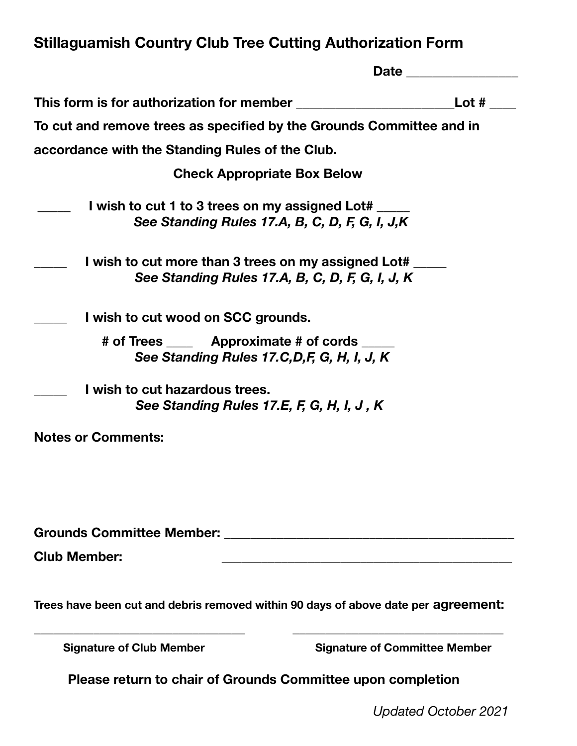# Stillaguamish Country Club Tree Cutting Authorization Form

**Date ________________**

**This form is for authorization for member ______________________Lot # ____**

**To cut and remove trees as specified by the Grounds Committee and in accordance with the Standing Rules of the Club.**

**Check Appropriate Box Below**

**_____ I wish to cut 1 to 3 trees on my assigned Lot# _____**
***See Standing Rules 17.A, B, C, D, F, G, I, J,K***

**_____ I wish to cut more than 3 trees on my assigned Lot# _____**
***See Standing Rules 17.A, B, C, D, F, G, I, J, K***

**_____ I wish to cut wood on SCC grounds.**

**# of Trees ____ Approximate # of cords _____**
***See Standing Rules 17.C,D,F, G, H, I, J, K***

**_____ I wish to cut hazardous trees.**
***See Standing Rules 17.E, F, G, H, I, J , K***

**Notes or Comments:**

**Grounds Committee Member: ___________________________________________**

**Club Member: ___________________________________________**

**Trees have been cut and debris removed within 90 days of above date per agreement:**

_________________________________ _________________________________

**Signature of Club Member** **Signature of Committee Member**

**Please return to chair of Grounds Committee upon completion**

*Updated October 2021*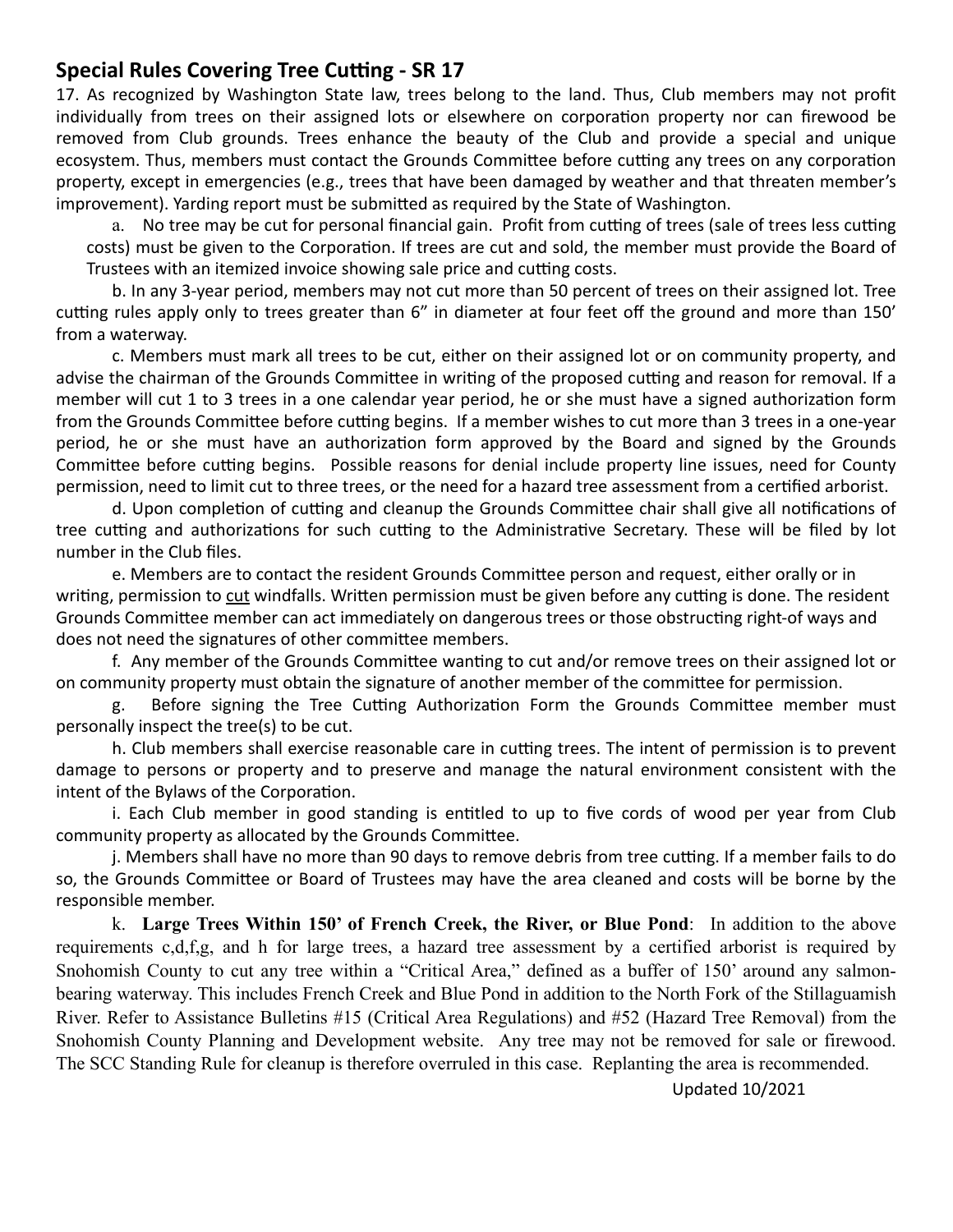## Special Rules Covering Tree Cutting - SR 17

17. As recognized by Washington State law, trees belong to the land. Thus, Club members may not profit individually from trees on their assigned lots or elsewhere on corporation property nor can firewood be removed from Club grounds. Trees enhance the beauty of the Club and provide a special and unique ecosystem. Thus, members must contact the Grounds Committee before cutting any trees on any corporation property, except in emergencies (e.g., trees that have been damaged by weather and that threaten member's improvement). Yarding report must be submitted as required by the State of Washington.

a. No tree may be cut for personal financial gain. Profit from cutting of trees (sale of trees less cutting costs) must be given to the Corporation. If trees are cut and sold, the member must provide the Board of Trustees with an itemized invoice showing sale price and cutting costs.

b. In any 3-year period, members may not cut more than 50 percent of trees on their assigned lot. Tree cutting rules apply only to trees greater than 6" in diameter at four feet off the ground and more than 150' from a waterway.

c. Members must mark all trees to be cut, either on their assigned lot or on community property, and advise the chairman of the Grounds Committee in writing of the proposed cutting and reason for removal. If a member will cut 1 to 3 trees in a one calendar year period, he or she must have a signed authorization form from the Grounds Committee before cutting begins. If a member wishes to cut more than 3 trees in a one-year period, he or she must have an authorization form approved by the Board and signed by the Grounds Committee before cutting begins. Possible reasons for denial include property line issues, need for County permission, need to limit cut to three trees, or the need for a hazard tree assessment from a certified arborist.

d. Upon completion of cutting and cleanup the Grounds Committee chair shall give all notifications of tree cutting and authorizations for such cutting to the Administrative Secretary. These will be filed by lot number in the Club files.

e. Members are to contact the resident Grounds Committee person and request, either orally or in writing, permission to <u>cut</u> windfalls. Written permission must be given before any cutting is done. The resident Grounds Committee member can act immediately on dangerous trees or those obstructing right-of ways and does not need the signatures of other committee members.

f. Any member of the Grounds Committee wanting to cut and/or remove trees on their assigned lot or on community property must obtain the signature of another member of the committee for permission.

g. Before signing the Tree Cutting Authorization Form the Grounds Committee member must personally inspect the tree(s) to be cut.

h. Club members shall exercise reasonable care in cutting trees. The intent of permission is to prevent damage to persons or property and to preserve and manage the natural environment consistent with the intent of the Bylaws of the Corporation.

i. Each Club member in good standing is entitled to up to five cords of wood per year from Club community property as allocated by the Grounds Committee.

j. Members shall have no more than 90 days to remove debris from tree cutting. If a member fails to do so, the Grounds Committee or Board of Trustees may have the area cleaned and costs will be borne by the responsible member.

k. **Large Trees Within 150' of French Creek, the River, or Blue Pond**: In addition to the above requirements c,d,f,g, and h for large trees, a hazard tree assessment by a certified arborist is required by Snohomish County to cut any tree within a "Critical Area," defined as a buffer of 150' around any salmon-bearing waterway. This includes French Creek and Blue Pond in addition to the North Fork of the Stillaguamish River. Refer to Assistance Bulletins #15 (Critical Area Regulations) and #52 (Hazard Tree Removal) from the Snohomish County Planning and Development website. Any tree may not be removed for sale or firewood. The SCC Standing Rule for cleanup is therefore overruled in this case. Replanting the area is recommended.

Updated 10/2021